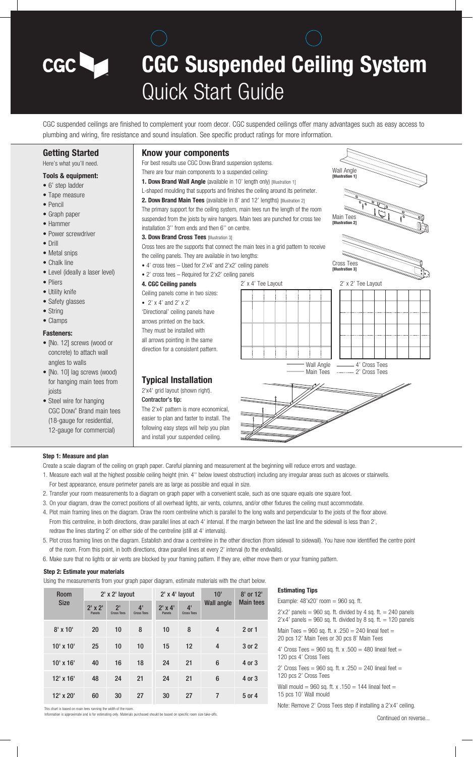# CGC Suspended Ceiling System
## Quick Start Guide

CGC suspended ceilings are finished to complement your room decor. CGC suspended ceilings offer many advantages such as easy access to plumbing and wiring, fire resistance and sound insulation. See specific product ratings for more information.

## Getting Started

Here's what you'll need.

### Tools & equipment:

- 6' step ladder
- Tape measure
- Pencil
- Graph paper
- Hammer
- Power screwdriver
- Drill
- Metal snips
- Chalk line
- Level (ideally a laser level)
- Pliers
- Utility knife
- Safety glasses
- String
- Clamps

### Fasteners:

- [No. 12] screws (wood or concrete) to attach wall angles to walls
- [No. 10] lag screws (wood) for hanging main tees from joists
- Steel wire for hanging CGC DONN® Brand main tees (18-gauge for residential, 12-gauge for commercial)

## Know your components

For best results use CGC DONN Brand suspension systems.

There are four main components to a suspended ceiling:

**1. DONN Brand Wall Angle** (available in 10' length only) [Illustration 1]

L-shaped moulding that supports and finishes the ceiling around its perimeter.

**2. DONN Brand Main Tees** (available in 8' and 12' lengths) [Illustration 2]

The primary support for the ceiling system, main tees run the length of the room suspended from the joists by wire hangers. Main tees are punched for cross tee installation 3'' from ends and then 6'' on centre.

**3. DONN Brand Cross Tees** [Illustration 3]

Cross tees are the supports that connect the main tees in a grid pattern to receive the ceiling panels. They are available in two lengths:

- 4' cross tees – Used for 2'x4' and 2'x2' ceiling panels
- 2' cross tees – Required for 2'x2' ceiling panels

**4. CGC Ceiling panels**

Ceiling panels come in two sizes:

- 2' x 4' and 2' x 2'

'Directional' ceiling panels have arrows printed on the back. They must be installed with all arrows pointing in the same direction for a consistent pattern.

Wall Angle [Illustration 1]

Main Tees [Illustration 2]

Cross Tees [Illustration 3]

2' x 4' Tee Layout

2' x 2' Tee Layout

Wall Angle — Main Tees — 4' Cross Tees — 2' Cross Tees

## Typical Installation

2'x4' grid layout (shown right).

**Contractor's tip:**

The 2'x4' pattern is more economical, easier to plan and faster to install. The following easy steps will help you plan and install your suspended ceiling.

### Step 1: Measure and plan

Create a scale diagram of the ceiling on graph paper. Careful planning and measurement at the beginning will reduce errors and wastage.

1. Measure each wall at the highest possible ceiling height (min. 4'' below lowest obstruction) including any irregular areas such as alcoves or stairwells. For best appearance, ensure perimeter panels are as large as possible and equal in size.
2. Transfer your room measurements to a diagram on graph paper with a convenient scale, such as one square equals one square foot.
3. On your diagram, draw the correct positions of all overhead lights, air vents, columns, and/or other fixtures the ceiling must accommodate.
4. Plot main framing lines on the diagram. Draw the room centreline which is parallel to the long walls and perpendicular to the joists of the floor above. From this centreline, in both directions, draw parallel lines at each 4' interval. If the margin between the last line and the sidewall is less than 2', redraw the lines starting 2' on either side of the centreline (still at 4' intervals).
5. Plot cross framing lines on the diagram. Establish and draw a centreline in the other direction (from sidewall to sidewall). You have now identified the centre point of the room. From this point, in both directions, draw parallel lines at every 2' interval (to the endwalls).
6. Make sure that no lights or air vents are blocked by your framing pattern. If they are, either move them or your framing pattern.

### Step 2: Estimate your materials

Using the measurements from your graph paper diagram, estimate materials with the chart below.

| Room Size | 2' x 2' layout | | | 2' x 4' layout | | 10' Wall angle | 8' or 12' Main tees |
|---|---|---|---|---|---|---|---|
| | 2' x 2' Panels | 2' Cross Tees | 4' Cross Tees | 2' x 4' Panels | 4' Cross Tees | | |
| 8' x 10' | 20 | 10 | 8 | 10 | 8 | 4 | 2 or 1 |
| 10' x 10' | 25 | 10 | 10 | 15 | 12 | 4 | 3 or 2 |
| 10' x 16' | 40 | 16 | 18 | 24 | 21 | 6 | 4 or 3 |
| 12' x 16' | 48 | 24 | 21 | 24 | 21 | 6 | 4 or 3 |
| 12' x 20' | 60 | 30 | 27 | 30 | 27 | 7 | 5 or 4 |

This chart is based on main tees running the width of the room.
Information is approximate and is for estimating only. Materials purchased should be based on specific room size take-offs.

#### Estimating Tips

Example: 48'x20' room = 960 sq. ft.

2'x2' panels = 960 sq. ft. divided by 4 sq. ft. = 240 panels
2'x4' panels = 960 sq. ft. divided by 8 sq. ft. = 120 panels

Main Tees = 960 sq. ft. x .250 = 240 lineal feet = 20 pcs 12' Main Tees or 30 pcs 8' Main Tees

4' Cross Tees = 960 sq. ft. x .500 = 480 lineal feet = 120 pcs 4' Cross Tees

2' Cross Tees = 960 sq. ft. x .250 = 240 lineal feet = 120 pcs 2' Cross Tees

Wall mould = 960 sq. ft. x .150 = 144 lineal feet = 15 pcs 10' Wall mould

Note: Remove 2' Cross Tees step if installing a 2'x4' ceiling.

Continued on reverse...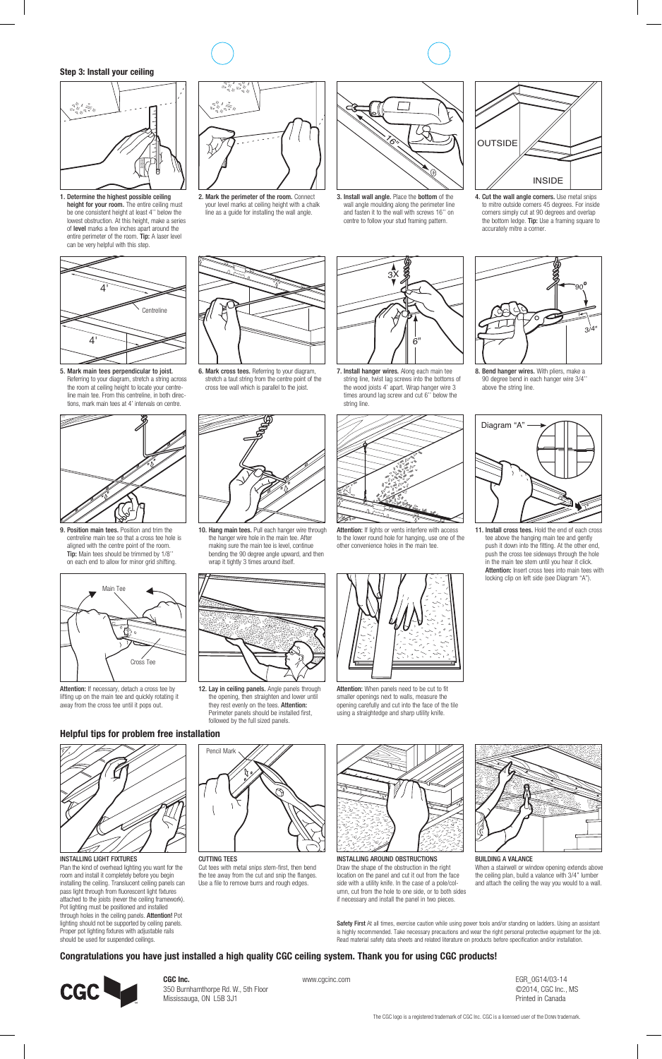### Step 3: Install your ceiling

**1. Determine the highest possible ceiling height for your room.** The entire ceiling must be one consistent height at least 4'' below the lowest obstruction. At this height, make a series of **level** marks a few inches apart around the entire perimeter of the room. **Tip:** A laser level can be very helpful with this step.

**2. Mark the perimeter of the room.** Connect your level marks at ceiling height with a chalk line as a guide for installing the wall angle.

**3. Install wall angle.** Place the **bottom** of the wall angle moulding along the perimeter line and fasten it to the wall with screws 16'' on centre to follow your stud framing pattern.

**4. Cut the wall angle corners.** Use metal snips to mitre outside corners 45 degrees. For inside corners simply cut at 90 degrees and overlap the bottom ledge. **Tip:** Use a framing square to accurately mitre a corner.

**5. Mark main tees perpendicular to joist.** Referring to your diagram, stretch a string across the room at ceiling height to locate your centreline main tee. From this centreline, in both directions, mark main tees at 4' intervals on centre.

**6. Mark cross tees.** Referring to your diagram, stretch a taut string from the centre point of the cross tee wall which is parallel to the joist.

**7. Install hanger wires.** Along each main tee string line, twist lag screws into the bottoms of the wood joists 4' apart. Wrap hanger wire 3 times around lag screw and cut 6'' below the string line.

**8. Bend hanger wires.** With pliers, make a 90 degree bend in each hanger wire 3/4'' above the string line.

**9. Position main tees.** Position and trim the centreline main tee so that a cross tee hole is aligned with the centre point of the room. **Tip:** Main tees should be trimmed by 1/8'' on each end to allow for minor grid shifting.

**10. Hang main tees.** Pull each hanger wire through the hanger wire hole in the main tee. After making sure the main tee is level, continue bending the 90 degree angle upward, and then wrap it tightly 3 times around itself.

**Attention:** If lights or vents interfere with access to the lower round hole for hanging, use one of the other convenience holes in the main tee.

**11. Install cross tees.** Hold the end of each cross tee above the hanging main tee and gently push it down into the fitting. At the other end, push the cross tee sideways through the hole in the main tee stem until you hear it click. **Attention:** Insert cross tees into main tees with locking clip on left side (see Diagram "A").

**Attention:** If necessary, detach a cross tee by lifting up on the main tee and quickly rotating it away from the cross tee until it pops out.

**12. Lay in ceiling panels.** Angle panels through the opening, then straighten and lower until they rest evenly on the tees. **Attention:** Perimeter panels should be installed first, followed by the full sized panels.

**Attention:** When panels need to be cut to fit smaller openings next to walls, measure the opening carefully and cut into the face of the tile using a straightedge and sharp utility knife.

### Helpful tips for problem free installation

**INSTALLING LIGHT FIXTURES**
Plan the kind of overhead lighting you want for the room and install it completely before you begin installing the ceiling. Translucent ceiling panels can pass light through from fluorescent light fixtures attached to the joists (never the ceiling framework). Pot lighting must be positioned and installed through holes in the ceiling panels. **Attention!** Pot lighting should not be supported by ceiling panels. Proper pot lighting fixtures with adjustable rails should be used for suspended ceilings.

**CUTTING TEES**
Cut tees with metal snips stem-first, then bend the tee away from the cut and snip the flanges. Use a file to remove burrs and rough edges.

**INSTALLING AROUND OBSTRUCTIONS**
Draw the shape of the obstruction in the right location on the panel and cut it out from the face side with a utility knife. In the case of a pole/column, cut from the hole to one side, or to both sides if necessary and install the panel in two pieces.

**BUILDING A VALANCE**
When a stairwell or window opening extends above the ceiling plan, build a valance with 3/4" lumber and attach the ceiling the way you would to a wall.

**Safety First** At all times, exercise caution while using power tools and/or standing on ladders. Using an assistant is highly recommended. Take necessary precautions and wear the right personal protective equipment for the job. Read material safety data sheets and related literature on products before specification and/or installation.

**Congratulations you have just installed a high quality CGC ceiling system. Thank you for using CGC products!**

**CGC Inc.**
350 Burnhamthorpe Rd. W., 5th Floor
Mississauga, ON L5B 3J1

www.cgcinc.com

EGR_0G14/03-14
©2014, CGC Inc., MS
Printed in Canada

The CGC logo is a registered trademark of CGC Inc. CGC is a licensed user of the Dᴏᴡɴ trademark.